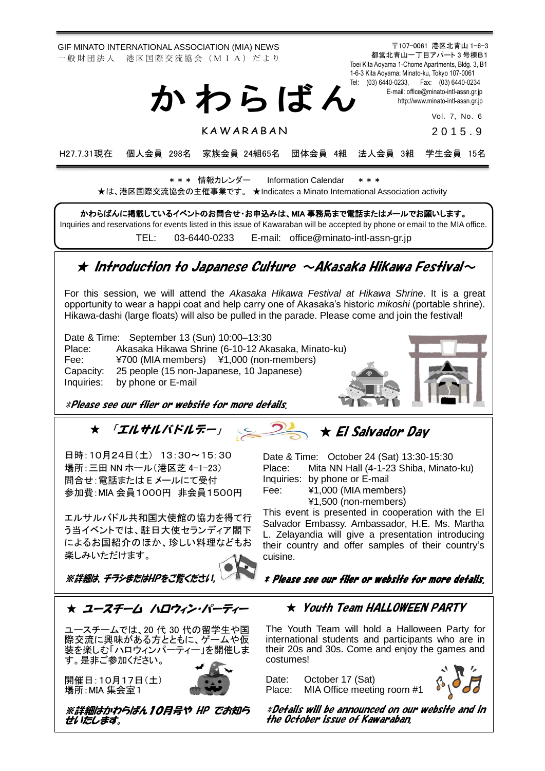GIF MINATO INTERNATIONAL ASSOCIATION (MIA) NEWS
一般財団法人　港区国際交流協会（ＭＩＡ）だより

〒107-0061 港区北青山 1-6-3
都営北青山一丁目アパート 3 号棟B1
Toei Kita Aoyama 1-Chome Apartments, Bldg. 3, B1
1-6-3 Kita Aoyama; Minato-ku, Tokyo 107-0061
Tel: (03) 6440-0233, Fax: (03) 6440-0234
E-mail: office@minato-intl-assn.gr.jp
http://www.minato-intl-assn.gr.jp

# かわらばん

KAWARABAN

Vol. 7, No. 6
2015.9

H27.7.31現在　個人会員 298名　家族会員 24組65名　団体会員 4組　法人会員 3組　学生会員 15名

＊＊＊ 情報カレンダー　Information Calendar ＊＊＊

★は、港区国際交流協会の主催事業です。 ★Indicates a Minato International Association activity

**かわらばんに掲載しているイベントのお問合せ・お申込みは、MIA 事務局まで電話またはメールでお願いします。**
Inquiries and reservations for events listed in this issue of Kawaraban will be accepted by phone or email to the MIA office.
TEL: 03-6440-0233　E-mail: office@minato-intl-assn-gr.jp

## ★ Introduction to Japanese Culture ～Akasaka Hikawa Festival～

For this session, we will attend the *Akasaka Hikawa Festival at Hikawa Shrine*. It is a great opportunity to wear a happi coat and help carry one of Akasaka's historic *mikoshi* (portable shrine). Hikawa-dashi (large floats) will also be pulled in the parade. Please come and join the festival!

Date & Time: September 13 (Sun) 10:00–13:30
Place: Akasaka Hikawa Shrine (6-10-12 Akasaka, Minato-ku)
Fee: ¥700 (MIA members) ¥1,000 (non-members)
Capacity: 25 people (15 non-Japanese, 10 Japanese)
Inquiries: by phone or E-mail

*\*Please see our flier or website for more details.*

## ★ 「エルサルバドルデー」

日時：10月24日（土） 13:30～15:30
場所：三田 NN ホール（港区芝 4-1-23）
問合せ：電話または E メールにて受付
参加費：MIA 会員1000円　非会員1500円

エルサルバドル共和国大使館の協力を得て行う当イベントでは、駐日大使セランディア閣下によるお国紹介のほか、珍しい料理などもお楽しみいただけます。

***※詳細は、チラシまたはHPをご覧ください。***

## ★ El Salvador Day

Date & Time: October 24 (Sat) 13:30-15:30
Place: Mita NN Hall (4-1-23 Shiba, Minato-ku)
Inquiries: by phone or E-mail
Fee: ¥1,000 (MIA members)
¥1,500 (non-members)

This event is presented in cooperation with the El Salvador Embassy. Ambassador, H.E. Ms. Martha L. Zelayandia will give a presentation introducing their country and offer samples of their country's cuisine.

***\* Please see our flier or website for more details.***

## ★ ユースチーム ハロウィン・パーティー

ユースチームでは、20 代 30 代の留学生や国際交流に興味がある方とともに、ゲームや仮装を楽しむ「ハロウィンパーティー」を開催します。是非ご参加ください。

開催日：10月17日（土）
場所：MIA 集会室1

***※詳細はかわらばん10月号や HP でお知らせいたします。***

## ★ Youth Team HALLOWEEN PARTY

The Youth Team will hold a Halloween Party for international students and participants who are in their 20s and 30s. Come and enjoy the games and costumes!

Date: October 17 (Sat)
Place: MIA Office meeting room #1

***\*Details will be announced on our website and in the October issue of Kawaraban.***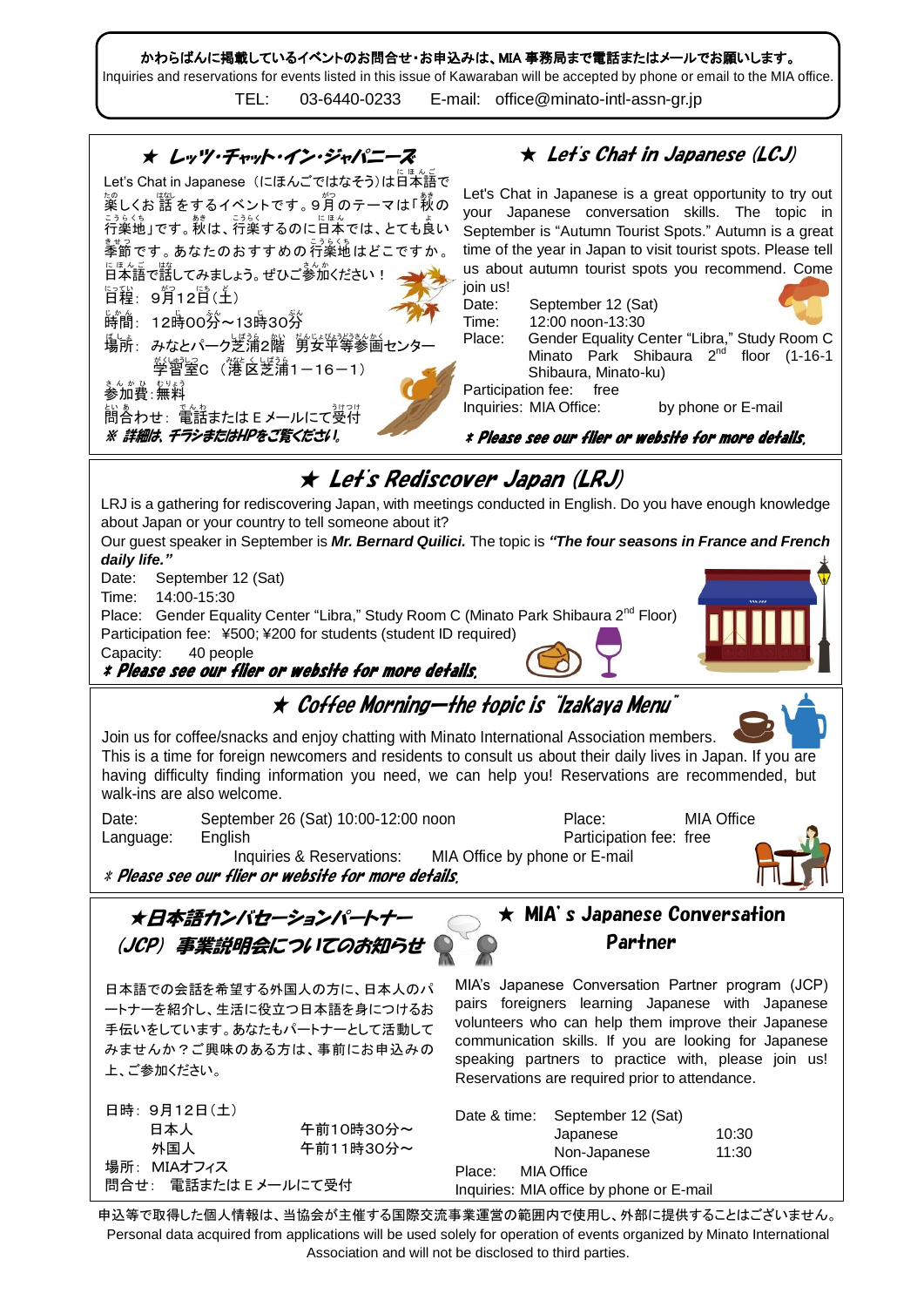かわらばんに掲載しているイベントのお問合せ・お申込みは、MIA 事務局まで電話またはメールでお願いします。
Inquiries and reservations for events listed in this issue of Kawaraban will be accepted by phone or email to the MIA office.
TEL: 03-6440-0233 E-mail: office@minato-intl-assn-gr.jp

## ★ レッツ・チャット・イン・ジャパニーズ

Let's Chat in Japanese（にほんごではなそう）は日本語で楽しくお話をするイベントです。9月のテーマは「秋の行楽地」です。秋は、行楽するのに日本では、とても良い季節です。あなたのおすすめの行楽地はどこですか。日本語で話してみましょう。ぜひご参加ください！

日程：9月12日（土）
時間：12時00分～13時30分
場所：みなとパーク芝浦2階 男女平等参画センター 学習室C（港区芝浦1－16－1）
参加費：無料
問合わせ：電話またはＥメールにて受付
※ 詳細は、チラシまたはHPをご覧ください。

## ★ Let's Chat in Japanese (LCJ)

Let's Chat in Japanese is a great opportunity to try out your Japanese conversation skills. The topic in September is "Autumn Tourist Spots." Autumn is a great time of the year in Japan to visit tourist spots. Please tell us about autumn tourist spots you recommend. Come join us!

Date: September 12 (Sat)
Time: 12:00 noon-13:30
Place: Gender Equality Center "Libra," Study Room C Minato Park Shibaura 2nd floor (1-16-1 Shibaura, Minato-ku)
Participation fee: free
Inquiries: MIA Office: by phone or E-mail
\* Please see our flier or website for more details.

## ★ Let's Rediscover Japan (LRJ)

LRJ is a gathering for rediscovering Japan, with meetings conducted in English. Do you have enough knowledge about Japan or your country to tell someone about it?
Our guest speaker in September is ***Mr. Bernard Quilici.*** The topic is ***"The four seasons in France and French daily life."***

Date: September 12 (Sat)
Time: 14:00-15:30
Place: Gender Equality Center "Libra," Study Room C (Minato Park Shibaura 2nd Floor)
Participation fee: ¥500; ¥200 for students (student ID required)
Capacity: 40 people
\* Please see our flier or website for more details.

## ★ Coffee Morning—the topic is "Izakaya Menu"

Join us for coffee/snacks and enjoy chatting with Minato International Association members.
This is a time for foreign newcomers and residents to consult us about their daily lives in Japan. If you are having difficulty finding information you need, we can help you! Reservations are recommended, but walk-ins are also welcome.

Date: September 26 (Sat) 10:00-12:00 noon
Place: MIA Office
Language: English
Participation fee: free
Inquiries & Reservations: MIA Office by phone or E-mail
\* Please see our flier or website for more details.

## ★日本語カンバセーションパートナー（JCP）事業説明会についてのお知らせ

日本語での会話を希望する外国人の方に、日本人のパートナーを紹介し、生活に役立つ日本語を身につけるお手伝いをしています。あなたもパートナーとして活動してみませんか？ご興味のある方は、事前にお申込みの上、ご参加ください。

日時：9月12日（土）
日本人 午前10時30分～
外国人 午前11時30分～
場所：MIAオフィス
問合せ：電話またはＥメールにて受付

## ★ MIA's Japanese Conversation Partner

MIA's Japanese Conversation Partner program (JCP) pairs foreigners learning Japanese with Japanese volunteers who can help them improve their Japanese communication skills. If you are looking for Japanese speaking partners to practice with, please join us! Reservations are required prior to attendance.

Date & time: September 12 (Sat)
Japanese 10:30
Non-Japanese 11:30
Place: MIA Office
Inquiries: MIA office by phone or E-mail

申込等で取得した個人情報は、当協会が主催する国際交流事業運営の範囲内で使用し、外部に提供することはございません。
Personal data acquired from applications will be used solely for operation of events organized by Minato International Association and will not be disclosed to third parties.